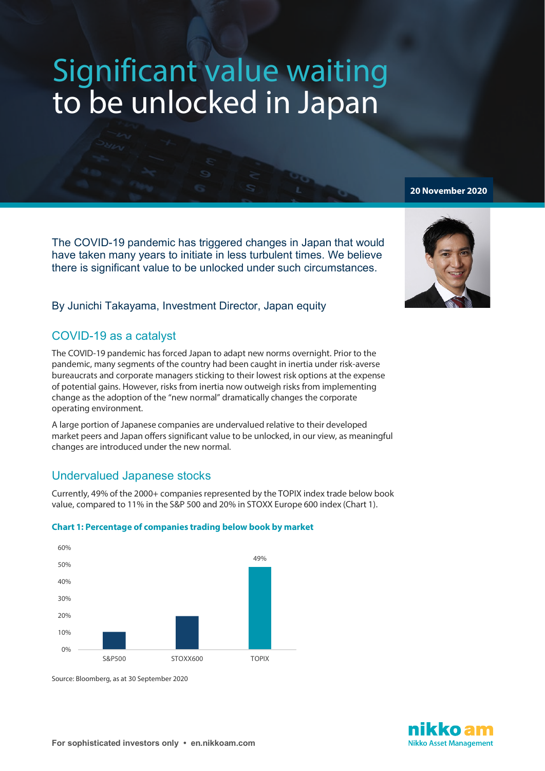# Significant value waiting to be unlocked in Japan

**20 November 2020**

The COVID-19 pandemic has triggered changes in Japan that would have taken many years to initiate in less turbulent times. We believe there is significant value to be unlocked under such circumstances.

By Junichi Takayama, Investment Director, Japan equity

## COVID-19 as a catalyst

The COVID-19 pandemic has forced Japan to adapt new norms overnight. Prior to the pandemic, many segments of the country had been caught in inertia under risk-averse bureaucrats and corporate managers sticking to their lowest risk options at the expense of potential gains. However, risks from inertia now outweigh risks from implementing change as the adoption of the "new normal" dramatically changes the corporate operating environment.

A large portion of Japanese companies are undervalued relative to their developed market peers and Japan offers significant value to be unlocked, in our view, as meaningful changes are introduced under the new normal.

## Undervalued Japanese stocks

Currently, 49% of the 2000+ companies represented by the TOPIX index trade below book value, compared to 11% in the S&P 500 and 20% in STOXX Europe 600 index (Chart 1).

**Chart 1: Percentage of companies trading below book by market**

| Market | Percentage |
|---|---|
| S&P500 | 11% |
| STOXX600 | 20% |
| TOPIX | 49% |

Source: Bloomberg, as at 30 September 2020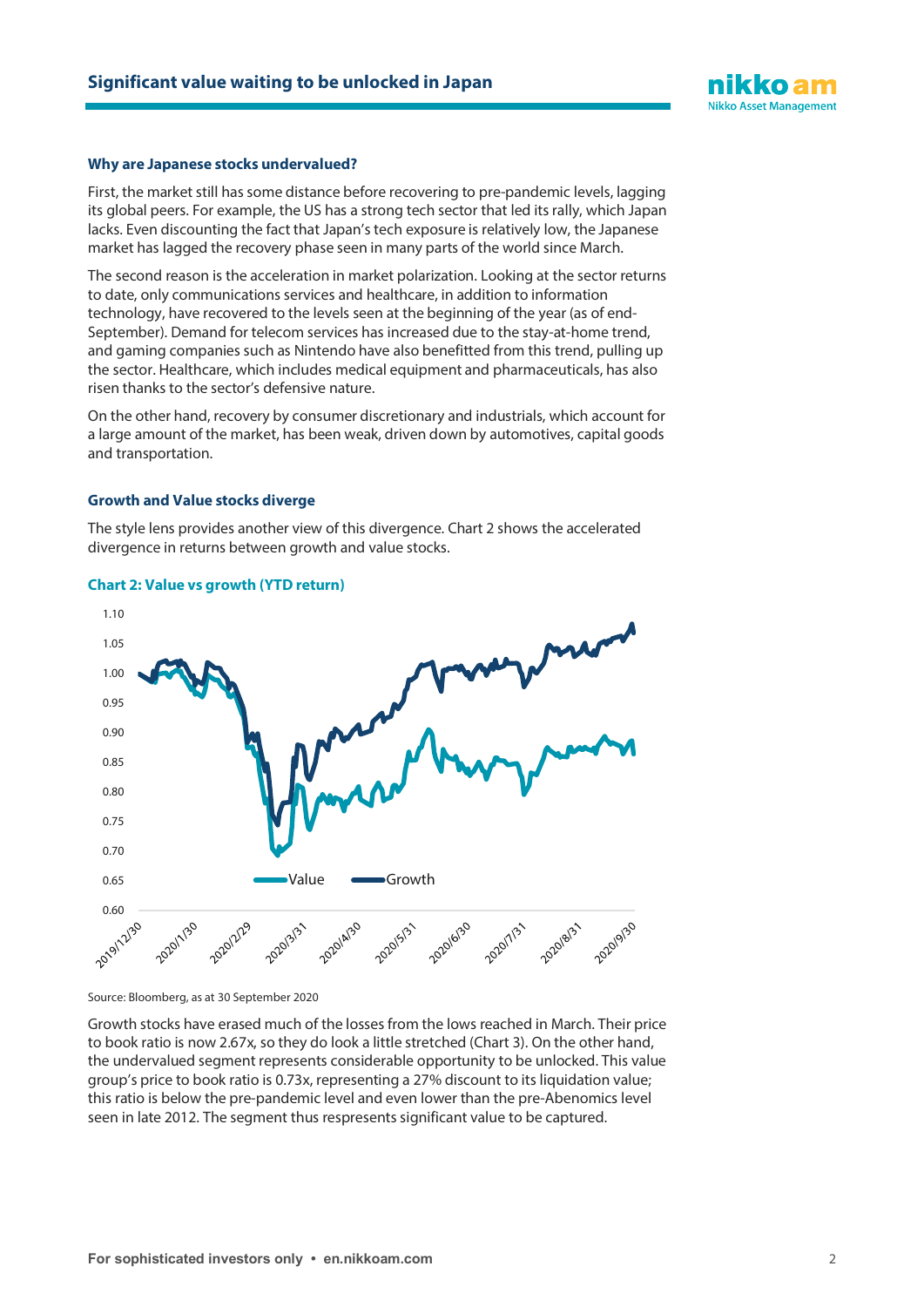### Why are Japanese stocks undervalued?

First, the market still has some distance before recovering to pre-pandemic levels, lagging its global peers. For example, the US has a strong tech sector that led its rally, which Japan lacks. Even discounting the fact that Japan's tech exposure is relatively low, the Japanese market has lagged the recovery phase seen in many parts of the world since March.

The second reason is the acceleration in market polarization. Looking at the sector returns to date, only communications services and healthcare, in addition to information technology, have recovered to the levels seen at the beginning of the year (as of end-September). Demand for telecom services has increased due to the stay-at-home trend, and gaming companies such as Nintendo have also benefitted from this trend, pulling up the sector. Healthcare, which includes medical equipment and pharmaceuticals, has also risen thanks to the sector's defensive nature.

On the other hand, recovery by consumer discretionary and industrials, which account for a large amount of the market, has been weak, driven down by automotives, capital goods and transportation.

### Growth and Value stocks diverge

The style lens provides another view of this divergence. Chart 2 shows the accelerated divergence in returns between growth and value stocks.

**Chart 2: Value vs growth (YTD return)**

Source: Bloomberg, as at 30 September 2020

Growth stocks have erased much of the losses from the lows reached in March. Their price to book ratio is now 2.67x, so they do look a little stretched (Chart 3). On the other hand, the undervalued segment represents considerable opportunity to be unlocked. This value group's price to book ratio is 0.73x, representing a 27% discount to its liquidation value; this ratio is below the pre-pandemic level and even lower than the pre-Abenomics level seen in late 2012. The segment thus respresents significant value to be captured.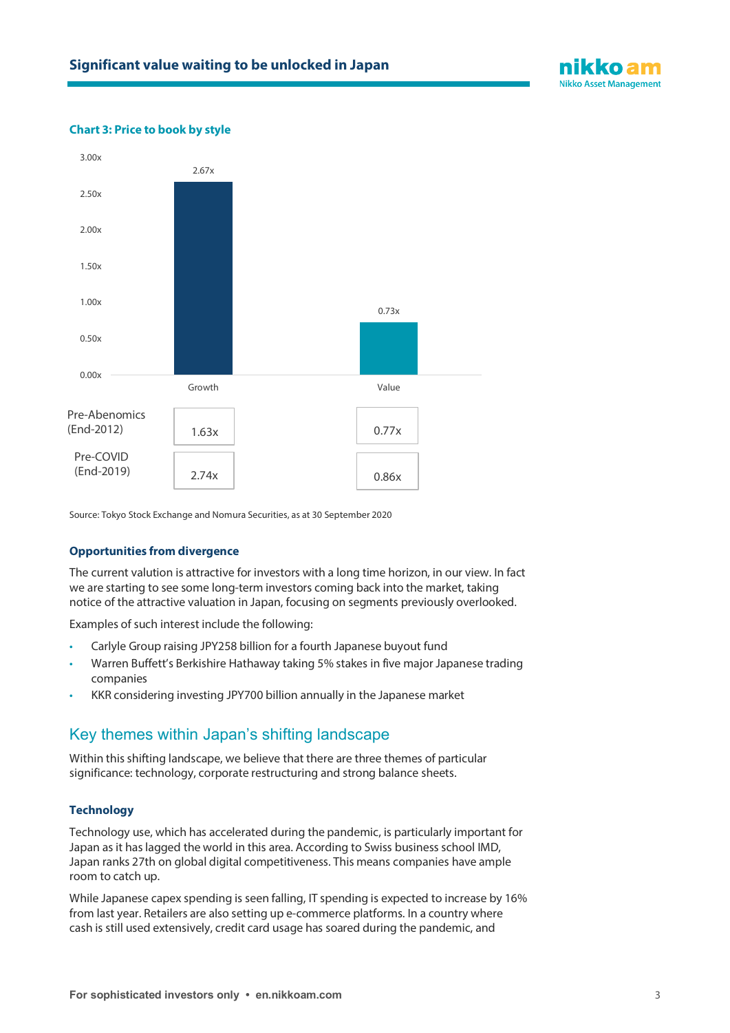**Chart 3: Price to book by style**

| | Growth | Value |
|---|---|---|
| Current | 2.67x | 0.73x |
| Pre-Abenomics (End-2012) | 1.63x | 0.77x |
| Pre-COVID (End-2019) | 2.74x | 0.86x |

Source: Tokyo Stock Exchange and Nomura Securities, as at 30 September 2020

### Opportunities from divergence

The current valution is attractive for investors with a long time horizon, in our view. In fact we are starting to see some long-term investors coming back into the market, taking notice of the attractive valuation in Japan, focusing on segments previously overlooked.

Examples of such interest include the following:

- Carlyle Group raising JPY258 billion for a fourth Japanese buyout fund
- Warren Buffett's Berkshire Hathaway taking 5% stakes in five major Japanese trading companies
- KKR considering investing JPY700 billion annually in the Japanese market

## Key themes within Japan's shifting landscape

Within this shifting landscape, we believe that there are three themes of particular significance: technology, corporate restructuring and strong balance sheets.

### Technology

Technology use, which has accelerated during the pandemic, is particularly important for Japan as it has lagged the world in this area. According to Swiss business school IMD, Japan ranks 27th on global digital competitiveness. This means companies have ample room to catch up.

While Japanese capex spending is seen falling, IT spending is expected to increase by 16% from last year. Retailers are also setting up e-commerce platforms. In a country where cash is still used extensively, credit card usage has soared during the pandemic, and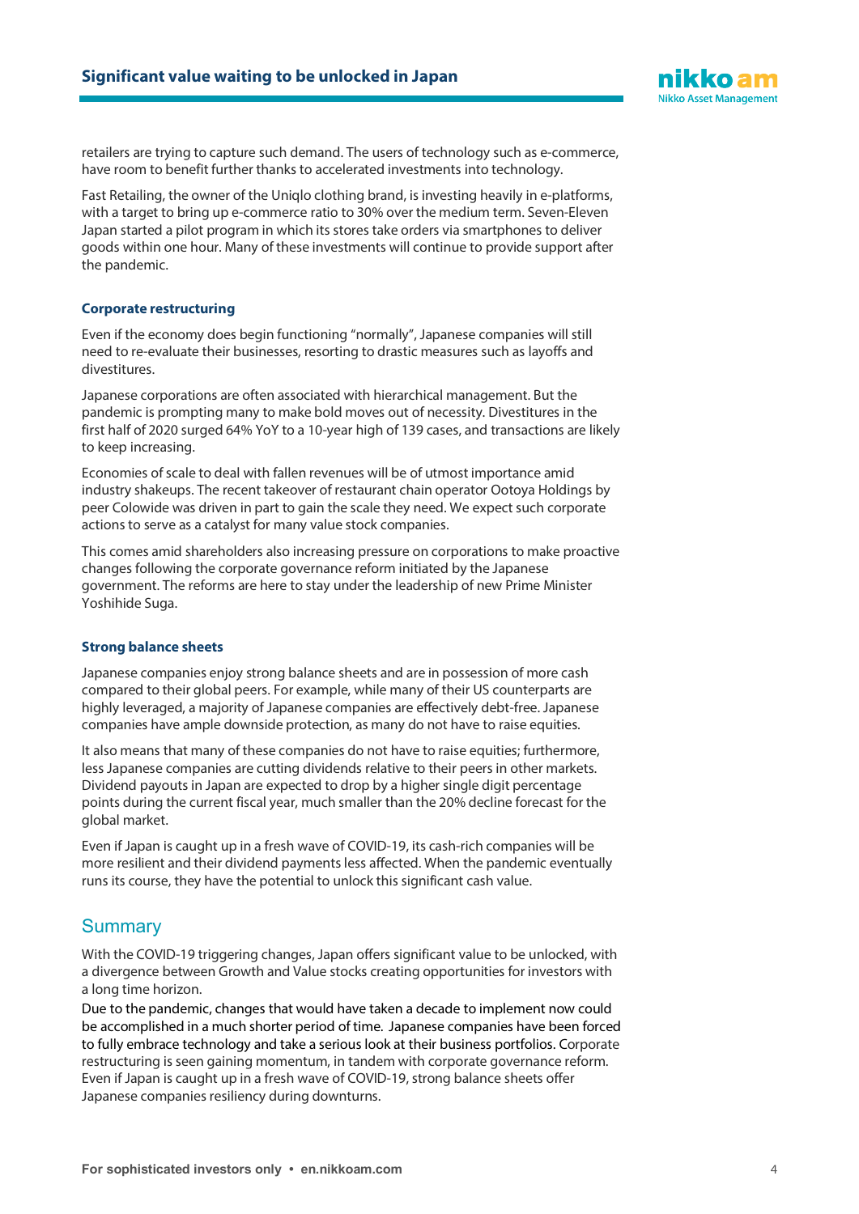retailers are trying to capture such demand. The users of technology such as e-commerce, have room to benefit further thanks to accelerated investments into technology.

Fast Retailing, the owner of the Uniqlo clothing brand, is investing heavily in e-platforms, with a target to bring up e-commerce ratio to 30% over the medium term. Seven-Eleven Japan started a pilot program in which its stores take orders via smartphones to deliver goods within one hour. Many of these investments will continue to provide support after the pandemic.

### Corporate restructuring

Even if the economy does begin functioning "normally", Japanese companies will still need to re-evaluate their businesses, resorting to drastic measures such as layoffs and divestitures.

Japanese corporations are often associated with hierarchical management. But the pandemic is prompting many to make bold moves out of necessity. Divestitures in the first half of 2020 surged 64% YoY to a 10-year high of 139 cases, and transactions are likely to keep increasing.

Economies of scale to deal with fallen revenues will be of utmost importance amid industry shakeups. The recent takeover of restaurant chain operator Ootoya Holdings by peer Colowide was driven in part to gain the scale they need. We expect such corporate actions to serve as a catalyst for many value stock companies.

This comes amid shareholders also increasing pressure on corporations to make proactive changes following the corporate governance reform initiated by the Japanese government. The reforms are here to stay under the leadership of new Prime Minister Yoshihide Suga.

### Strong balance sheets

Japanese companies enjoy strong balance sheets and are in possession of more cash compared to their global peers. For example, while many of their US counterparts are highly leveraged, a majority of Japanese companies are effectively debt-free. Japanese companies have ample downside protection, as many do not have to raise equities.

It also means that many of these companies do not have to raise equities; furthermore, less Japanese companies are cutting dividends relative to their peers in other markets. Dividend payouts in Japan are expected to drop by a higher single digit percentage points during the current fiscal year, much smaller than the 20% decline forecast for the global market.

Even if Japan is caught up in a fresh wave of COVID-19, its cash-rich companies will be more resilient and their dividend payments less affected. When the pandemic eventually runs its course, they have the potential to unlock this significant cash value.

## Summary

With the COVID-19 triggering changes, Japan offers significant value to be unlocked, with a divergence between Growth and Value stocks creating opportunities for investors with a long time horizon.

Due to the pandemic, changes that would have taken a decade to implement now could be accomplished in a much shorter period of time. Japanese companies have been forced to fully embrace technology and take a serious look at their business portfolios. Corporate restructuring is seen gaining momentum, in tandem with corporate governance reform. Even if Japan is caught up in a fresh wave of COVID-19, strong balance sheets offer Japanese companies resiliency during downturns.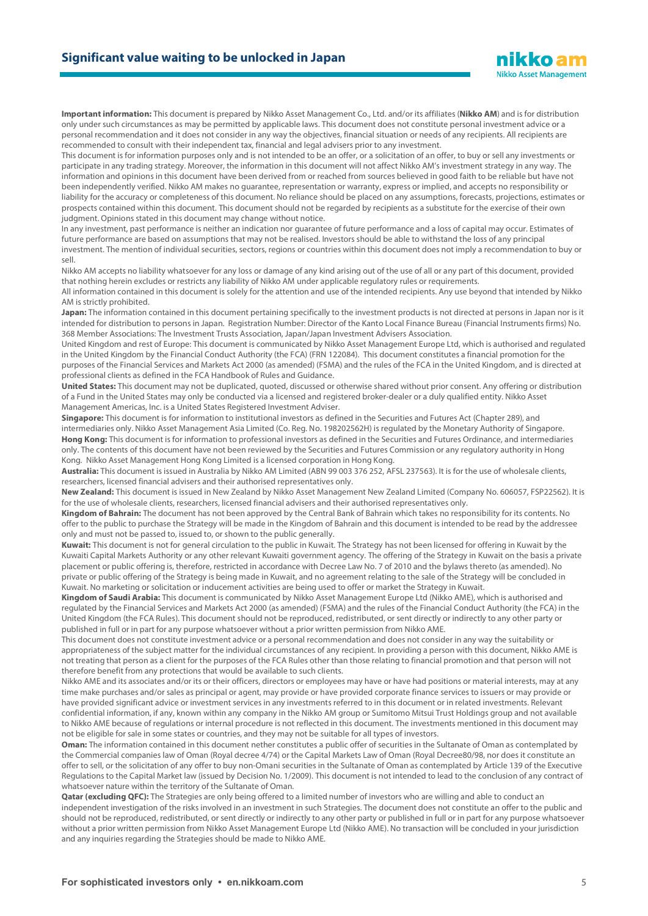**Important information:** This document is prepared by Nikko Asset Management Co., Ltd. and/or its affiliates (**Nikko AM**) and is for distribution only under such circumstances as may be permitted by applicable laws. This document does not constitute personal investment advice or a personal recommendation and it does not consider in any way the objectives, financial situation or needs of any recipients. All recipients are recommended to consult with their independent tax, financial and legal advisers prior to any investment.

This document is for information purposes only and is not intended to be an offer, or a solicitation of an offer, to buy or sell any investments or participate in any trading strategy. Moreover, the information in this document will not affect Nikko AM's investment strategy in any way. The information and opinions in this document have been derived from or reached from sources believed in good faith to be reliable but have not been independently verified. Nikko AM makes no guarantee, representation or warranty, express or implied, and accepts no responsibility or liability for the accuracy or completeness of this document. No reliance should be placed on any assumptions, forecasts, projections, estimates or prospects contained within this document. This document should not be regarded by recipients as a substitute for the exercise of their own judgment. Opinions stated in this document may change without notice.

In any investment, past performance is neither an indication nor guarantee of future performance and a loss of capital may occur. Estimates of future performance are based on assumptions that may not be realised. Investors should be able to withstand the loss of any principal investment. The mention of individual securities, sectors, regions or countries within this document does not imply a recommendation to buy or sell.

Nikko AM accepts no liability whatsoever for any loss or damage of any kind arising out of the use of all or any part of this document, provided that nothing herein excludes or restricts any liability of Nikko AM under applicable regulatory rules or requirements.

All information contained in this document is solely for the attention and use of the intended recipients. Any use beyond that intended by Nikko AM is strictly prohibited.

**Japan:** The information contained in this document pertaining specifically to the investment products is not directed at persons in Japan nor is it intended for distribution to persons in Japan. Registration Number: Director of the Kanto Local Finance Bureau (Financial Instruments firms) No. 368 Member Associations: The Investment Trusts Association, Japan/Japan Investment Advisers Association.

United Kingdom and rest of Europe: This document is communicated by Nikko Asset Management Europe Ltd, which is authorised and regulated in the United Kingdom by the Financial Conduct Authority (the FCA) (FRN 122084). This document constitutes a financial promotion for the purposes of the Financial Services and Markets Act 2000 (as amended) (FSMA) and the rules of the FCA in the United Kingdom, and is directed at professional clients as defined in the FCA Handbook of Rules and Guidance.

**United States:** This document may not be duplicated, quoted, discussed or otherwise shared without prior consent. Any offering or distribution of a Fund in the United States may only be conducted via a licensed and registered broker-dealer or a duly qualified entity. Nikko Asset Management Americas, Inc. is a United States Registered Investment Adviser.

**Singapore:** This document is for information to institutional investors as defined in the Securities and Futures Act (Chapter 289), and intermediaries only. Nikko Asset Management Asia Limited (Co. Reg. No. 198202562H) is regulated by the Monetary Authority of Singapore.

**Hong Kong:** This document is for information to professional investors as defined in the Securities and Futures Ordinance, and intermediaries only. The contents of this document have not been reviewed by the Securities and Futures Commission or any regulatory authority in Hong Kong. Nikko Asset Management Hong Kong Limited is a licensed corporation in Hong Kong.

**Australia:** This document is issued in Australia by Nikko AM Limited (ABN 99 003 376 252, AFSL 237563). It is for the use of wholesale clients, researchers, licensed financial advisers and their authorised representatives only.

**New Zealand:** This document is issued in New Zealand by Nikko Asset Management New Zealand Limited (Company No. 606057, FSP22562). It is for the use of wholesale clients, researchers, licensed financial advisers and their authorised representatives only.

**Kingdom of Bahrain:** The document has not been approved by the Central Bank of Bahrain which takes no responsibility for its contents. No offer to the public to purchase the Strategy will be made in the Kingdom of Bahrain and this document is intended to be read by the addressee only and must not be passed to, issued to, or shown to the public generally.

**Kuwait:** This document is not for general circulation to the public in Kuwait. The Strategy has not been licensed for offering in Kuwait by the Kuwaiti Capital Markets Authority or any other relevant Kuwaiti government agency. The offering of the Strategy in Kuwait on the basis a private placement or public offering is, therefore, restricted in accordance with Decree Law No. 7 of 2010 and the bylaws thereto (as amended). No private or public offering of the Strategy is being made in Kuwait, and no agreement relating to the sale of the Strategy will be concluded in Kuwait. No marketing or solicitation or inducement activities are being used to offer or market the Strategy in Kuwait.

**Kingdom of Saudi Arabia:** This document is communicated by Nikko Asset Management Europe Ltd (Nikko AME), which is authorised and regulated by the Financial Services and Markets Act 2000 (as amended) (FSMA) and the rules of the Financial Conduct Authority (the FCA) in the United Kingdom (the FCA Rules). This document should not be reproduced, redistributed, or sent directly or indirectly to any other party or published in full or in part for any purpose whatsoever without a prior written permission from Nikko AME.

This document does not constitute investment advice or a personal recommendation and does not consider in any way the suitability or appropriateness of the subject matter for the individual circumstances of any recipient. In providing a person with this document, Nikko AME is not treating that person as a client for the purposes of the FCA Rules other than those relating to financial promotion and that person will not therefore benefit from any protections that would be available to such clients.

Nikko AME and its associates and/or its or their officers, directors or employees may have or have had positions or material interests, may at any time make purchases and/or sales as principal or agent, may provide or have provided corporate finance services to issuers or may provide or have provided significant advice or investment services in any investments referred to in this document or in related investments. Relevant confidential information, if any, known within any company in the Nikko AM group or Sumitomo Mitsui Trust Holdings group and not available to Nikko AME because of regulations or internal procedure is not reflected in this document. The investments mentioned in this document may not be eligible for sale in some states or countries, and they may not be suitable for all types of investors.

**Oman:** The information contained in this document nether constitutes a public offer of securities in the Sultanate of Oman as contemplated by the Commercial companies law of Oman (Royal decree 4/74) or the Capital Markets Law of Oman (Royal Decree80/98, nor does it constitute an offer to sell, or the solicitation of any offer to buy non-Omani securities in the Sultanate of Oman as contemplated by Article 139 of the Executive Regulations to the Capital Market law (issued by Decision No. 1/2009). This document is not intended to lead to the conclusion of any contract of whatsoever nature within the territory of the Sultanate of Oman.

**Qatar (excluding QFC):** The Strategies are only being offered to a limited number of investors who are willing and able to conduct an independent investigation of the risks involved in an investment in such Strategies. The document does not constitute an offer to the public and should not be reproduced, redistributed, or sent directly or indirectly to any other party or published in full or in part for any purpose whatsoever without a prior written permission from Nikko Asset Management Europe Ltd (Nikko AME). No transaction will be concluded in your jurisdiction and any inquiries regarding the Strategies should be made to Nikko AME.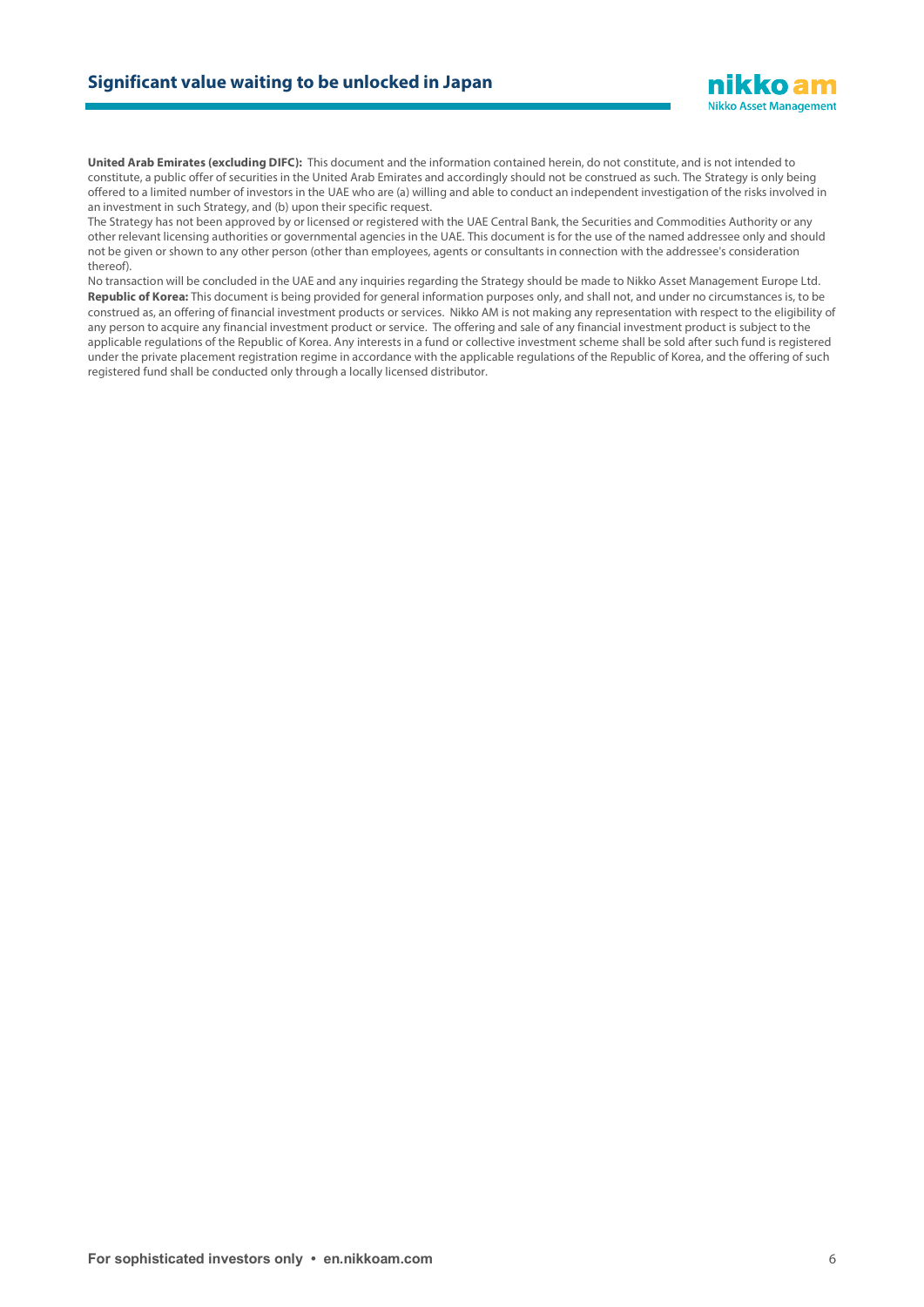**United Arab Emirates (excluding DIFC):** This document and the information contained herein, do not constitute, and is not intended to constitute, a public offer of securities in the United Arab Emirates and accordingly should not be construed as such. The Strategy is only being offered to a limited number of investors in the UAE who are (a) willing and able to conduct an independent investigation of the risks involved in an investment in such Strategy, and (b) upon their specific request.

The Strategy has not been approved by or licensed or registered with the UAE Central Bank, the Securities and Commodities Authority or any other relevant licensing authorities or governmental agencies in the UAE. This document is for the use of the named addressee only and should not be given or shown to any other person (other than employees, agents or consultants in connection with the addressee's consideration thereof).

No transaction will be concluded in the UAE and any inquiries regarding the Strategy should be made to Nikko Asset Management Europe Ltd.

**Republic of Korea:** This document is being provided for general information purposes only, and shall not, and under no circumstances is, to be construed as, an offering of financial investment products or services. Nikko AM is not making any representation with respect to the eligibility of any person to acquire any financial investment product or service. The offering and sale of any financial investment product is subject to the applicable regulations of the Republic of Korea. Any interests in a fund or collective investment scheme shall be sold after such fund is registered under the private placement registration regime in accordance with the applicable regulations of the Republic of Korea, and the offering of such registered fund shall be conducted only through a locally licensed distributor.